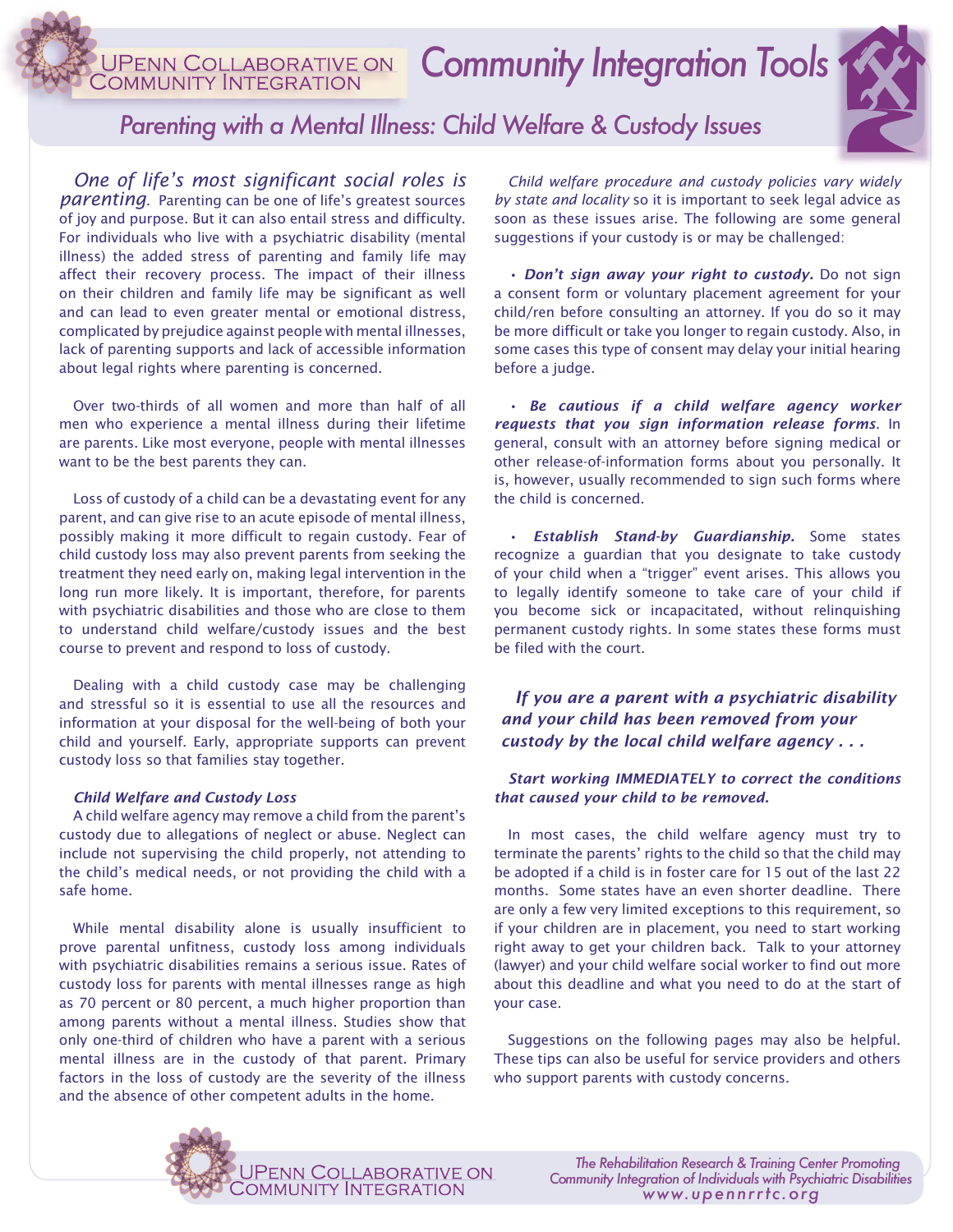# Community Integration Tools

UPenn Collaborative on Community Integration

## Parenting with a Mental Illness: Child Welfare & Custody Issues

*One of life's most significant social roles is parenting.* Parenting can be one of life's greatest sources of joy and purpose. But it can also entail stress and difficulty. For individuals who live with a psychiatric disability (mental illness) the added stress of parenting and family life may affect their recovery process. The impact of their illness on their children and family life may be significant as well and can lead to even greater mental or emotional distress, complicated by prejudice against people with mental illnesses, lack of parenting supports and lack of accessible information about legal rights where parenting is concerned.

Over two-thirds of all women and more than half of all men who experience a mental illness during their lifetime are parents. Like most everyone, people with mental illnesses want to be the best parents they can.

Loss of custody of a child can be a devastating event for any parent, and can give rise to an acute episode of mental illness, possibly making it more difficult to regain custody. Fear of child custody loss may also prevent parents from seeking the treatment they need early on, making legal intervention in the long run more likely. It is important, therefore, for parents with psychiatric disabilities and those who are close to them to understand child welfare/custody issues and the best course to prevent and respond to loss of custody.

Dealing with a child custody case may be challenging and stressful so it is essential to use all the resources and information at your disposal for the well-being of both your child and yourself. Early, appropriate supports can prevent custody loss so that families stay together.

### *Child Welfare and Custody Loss*

A child welfare agency may remove a child from the parent's custody due to allegations of neglect or abuse. Neglect can include not supervising the child properly, not attending to the child's medical needs, or not providing the child with a safe home.

While mental disability alone is usually insufficient to prove parental unfitness, custody loss among individuals with psychiatric disabilities remains a serious issue. Rates of custody loss for parents with mental illnesses range as high as 70 percent or 80 percent, a much higher proportion than among parents without a mental illness. Studies show that only one-third of children who have a parent with a serious mental illness are in the custody of that parent. Primary factors in the loss of custody are the severity of the illness and the absence of other competent adults in the home.

*Child welfare procedure and custody policies vary widely by state and locality* so it is important to seek legal advice as soon as these issues arise. The following are some general suggestions if your custody is or may be challenged:

- ***Don't sign away your right to custody.*** Do not sign a consent form or voluntary placement agreement for your child/ren before consulting an attorney. If you do so it may be more difficult or take you longer to regain custody. Also, in some cases this type of consent may delay your initial hearing before a judge.

- ***Be cautious if a child welfare agency worker requests that you sign information release forms.*** In general, consult with an attorney before signing medical or other release-of-information forms about you personally. It is, however, usually recommended to sign such forms where the child is concerned.

- ***Establish Stand-by Guardianship.*** Some states recognize a guardian that you designate to take custody of your child when a "trigger" event arises. This allows you to legally identify someone to take care of your child if you become sick or incapacitated, without relinquishing permanent custody rights. In some states these forms must be filed with the court.

### *If you are a parent with a psychiatric disability and your child has been removed from your custody by the local child welfare agency . . .*

***Start working IMMEDIATELY to correct the conditions that caused your child to be removed.***

In most cases, the child welfare agency must try to terminate the parents' rights to the child so that the child may be adopted if a child is in foster care for 15 out of the last 22 months. Some states have an even shorter deadline. There are only a few very limited exceptions to this requirement, so if your children are in placement, you need to start working right away to get your children back. Talk to your attorney (lawyer) and your child welfare social worker to find out more about this deadline and what you need to do at the start of your case.

Suggestions on the following pages may also be helpful. These tips can also be useful for service providers and others who support parents with custody concerns.

UPenn Collaborative on Community Integration

*The Rehabilitation Research & Training Center Promoting Community Integration of Individuals with Psychiatric Disabilities*
www.upennrrtc.org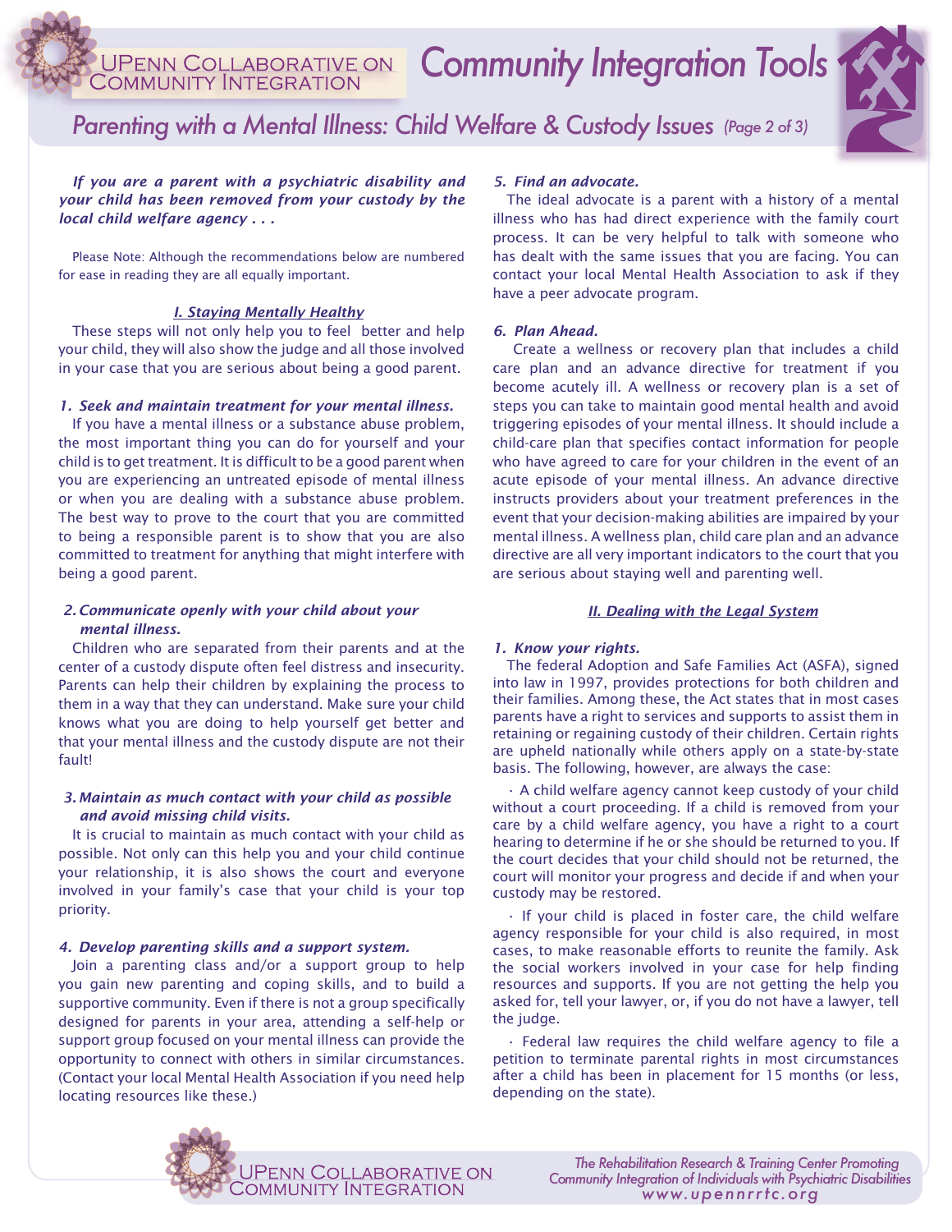*If you are a parent with a psychiatric disability and your child has been removed from your custody by the local child welfare agency . . .*

Please Note: Although the recommendations below are numbered for ease in reading they are all equally important.

## I. Staying Mentally Healthy

These steps will not only help you to feel better and help your child, they will also show the judge and all those involved in your case that you are serious about being a good parent.

### 1. Seek and maintain treatment for your mental illness.

If you have a mental illness or a substance abuse problem, the most important thing you can do for yourself and your child is to get treatment. It is difficult to be a good parent when you are experiencing an untreated episode of mental illness or when you are dealing with a substance abuse problem. The best way to prove to the court that you are committed to being a responsible parent is to show that you are also committed to treatment for anything that might interfere with being a good parent.

### 2. Communicate openly with your child about your mental illness.

Children who are separated from their parents and at the center of a custody dispute often feel distress and insecurity. Parents can help their children by explaining the process to them in a way that they can understand. Make sure your child knows what you are doing to help yourself get better and that your mental illness and the custody dispute are not their fault!

### 3. Maintain as much contact with your child as possible and avoid missing child visits.

It is crucial to maintain as much contact with your child as possible. Not only can this help you and your child continue your relationship, it is also shows the court and everyone involved in your family's case that your child is your top priority.

### 4. Develop parenting skills and a support system.

Join a parenting class and/or a support group to help you gain new parenting and coping skills, and to build a supportive community. Even if there is not a group specifically designed for parents in your area, attending a self-help or support group focused on your mental illness can provide the opportunity to connect with others in similar circumstances. (Contact your local Mental Health Association if you need help locating resources like these.)

### 5. Find an advocate.

The ideal advocate is a parent with a history of a mental illness who has had direct experience with the family court process. It can be very helpful to talk with someone who has dealt with the same issues that you are facing. You can contact your local Mental Health Association to ask if they have a peer advocate program.

### 6. Plan Ahead.

Create a wellness or recovery plan that includes a child care plan and an advance directive for treatment if you become acutely ill. A wellness or recovery plan is a set of steps you can take to maintain good mental health and avoid triggering episodes of your mental illness. It should include a child-care plan that specifies contact information for people who have agreed to care for your children in the event of an acute episode of your mental illness. An advance directive instructs providers about your treatment preferences in the event that your decision-making abilities are impaired by your mental illness. A wellness plan, child care plan and an advance directive are all very important indicators to the court that you are serious about staying well and parenting well.

## II. Dealing with the Legal System

### 1. Know your rights.

The federal Adoption and Safe Families Act (ASFA), signed into law in 1997, provides protections for both children and their families. Among these, the Act states that in most cases parents have a right to services and supports to assist them in retaining or regaining custody of their children. Certain rights are upheld nationally while others apply on a state-by-state basis. The following, however, are always the case:

- A child welfare agency cannot keep custody of your child without a court proceeding. If a child is removed from your care by a child welfare agency, you have a right to a court hearing to determine if he or she should be returned to you. If the court decides that your child should not be returned, the court will monitor your progress and decide if and when your custody may be restored.
- If your child is placed in foster care, the child welfare agency responsible for your child is also required, in most cases, to make reasonable efforts to reunite the family. Ask the social workers involved in your case for help finding resources and supports. If you are not getting the help you asked for, tell your lawyer, or, if you do not have a lawyer, tell the judge.
- Federal law requires the child welfare agency to file a petition to terminate parental rights in most circumstances after a child has been in placement for 15 months (or less, depending on the state).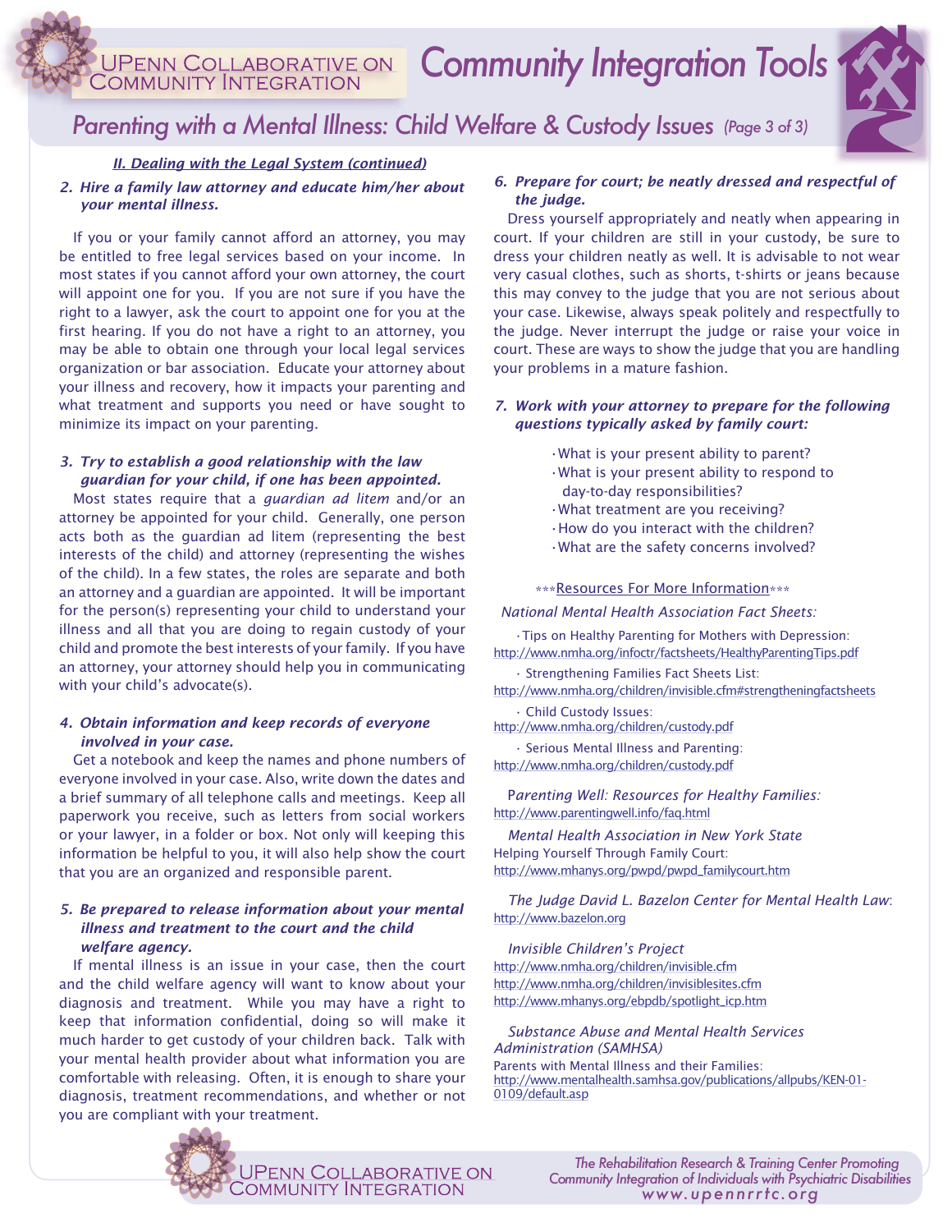# Parenting with a Mental Illness: Child Welfare & Custody Issues

## II. Dealing with the Legal System (continued)

### 2. Hire a family law attorney and educate him/her about your mental illness.

If you or your family cannot afford an attorney, you may be entitled to free legal services based on your income. In most states if you cannot afford your own attorney, the court will appoint one for you. If you are not sure if you have the right to a lawyer, ask the court to appoint one for you at the first hearing. If you do not have a right to an attorney, you may be able to obtain one through your local legal services organization or bar association. Educate your attorney about your illness and recovery, how it impacts your parenting and what treatment and supports you need or have sought to minimize its impact on your parenting.

### 3. Try to establish a good relationship with the law guardian for your child, if one has been appointed.

Most states require that a *guardian ad litem* and/or an attorney be appointed for your child. Generally, one person acts both as the guardian ad litem (representing the best interests of the child) and attorney (representing the wishes of the child). In a few states, the roles are separate and both an attorney and a guardian are appointed. It will be important for the person(s) representing your child to understand your illness and all that you are doing to regain custody of your child and promote the best interests of your family. If you have an attorney, your attorney should help you in communicating with your child's advocate(s).

### 4. Obtain information and keep records of everyone involved in your case.

Get a notebook and keep the names and phone numbers of everyone involved in your case. Also, write down the dates and a brief summary of all telephone calls and meetings. Keep all paperwork you receive, such as letters from social workers or your lawyer, in a folder or box. Not only will keeping this information be helpful to you, it will also help show the court that you are an organized and responsible parent.

### 5. Be prepared to release information about your mental illness and treatment to the court and the child welfare agency.

If mental illness is an issue in your case, then the court and the child welfare agency will want to know about your diagnosis and treatment. While you may have a right to keep that information confidential, doing so will make it much harder to get custody of your children back. Talk with your mental health provider about what information you are comfortable with releasing. Often, it is enough to share your diagnosis, treatment recommendations, and whether or not you are compliant with your treatment.

### 6. Prepare for court; be neatly dressed and respectful of the judge.

Dress yourself appropriately and neatly when appearing in court. If your children are still in your custody, be sure to dress your children neatly as well. It is advisable to not wear very casual clothes, such as shorts, t-shirts or jeans because this may convey to the judge that you are not serious about your case. Likewise, always speak politely and respectfully to the judge. Never interrupt the judge or raise your voice in court. These are ways to show the judge that you are handling your problems in a mature fashion.

### 7. Work with your attorney to prepare for the following questions typically asked by family court:

- What is your present ability to parent?
- What is your present ability to respond to day-to-day responsibilities?
- What treatment are you receiving?
- How do you interact with the children?
- What are the safety concerns involved?

***Resources For More Information***

*National Mental Health Association Fact Sheets:*

- Tips on Healthy Parenting for Mothers with Depression: http://www.nmha.org/infoctr/factsheets/HealthyParentingTips.pdf
- Strengthening Families Fact Sheets List: http://www.nmha.org/children/invisible.cfm#strengtheningfactsheets
- Child Custody Issues: http://www.nmha.org/children/custody.pdf
- Serious Mental Illness and Parenting: http://www.nmha.org/children/custody.pdf

*Parenting Well: Resources for Healthy Families:*
http://www.parentingwell.info/faq.html

*Mental Health Association in New York State*
Helping Yourself Through Family Court:
http://www.mhanys.org/pwpd/pwpd_familycourt.htm

*The Judge David L. Bazelon Center for Mental Health Law*:
http://www.bazelon.org

*Invisible Children's Project*
http://www.nmha.org/children/invisible.cfm
http://www.nmha.org/children/invisiblesites.cfm
http://www.mhanys.org/ebpdb/spotlight_icp.htm

*Substance Abuse and Mental Health Services Administration (SAMHSA)*
Parents with Mental Illness and their Families:
http://www.mentalhealth.samhsa.gov/publications/allpubs/KEN-01-0109/default.asp

UPenn Collaborative on Community Integration
The Rehabilitation Research & Training Center Promoting Community Integration of Individuals with Psychiatric Disabilities
www.upennrrtc.org